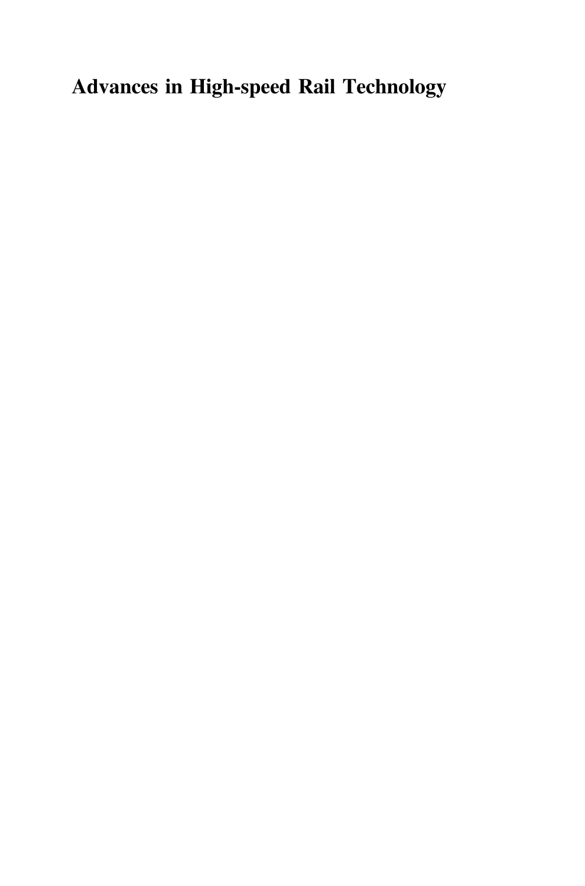# Advances in High-speed Rail Technology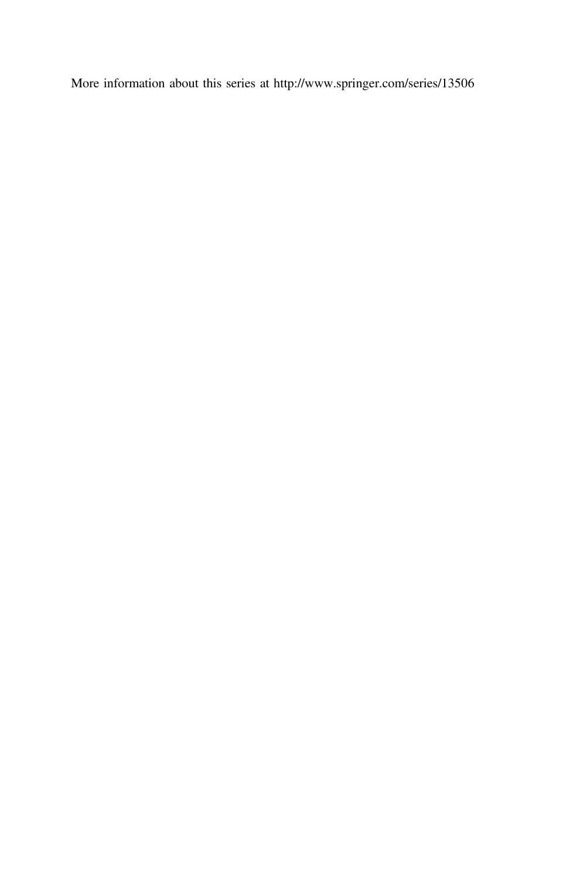More information about this series at http://www.springer.com/series/13506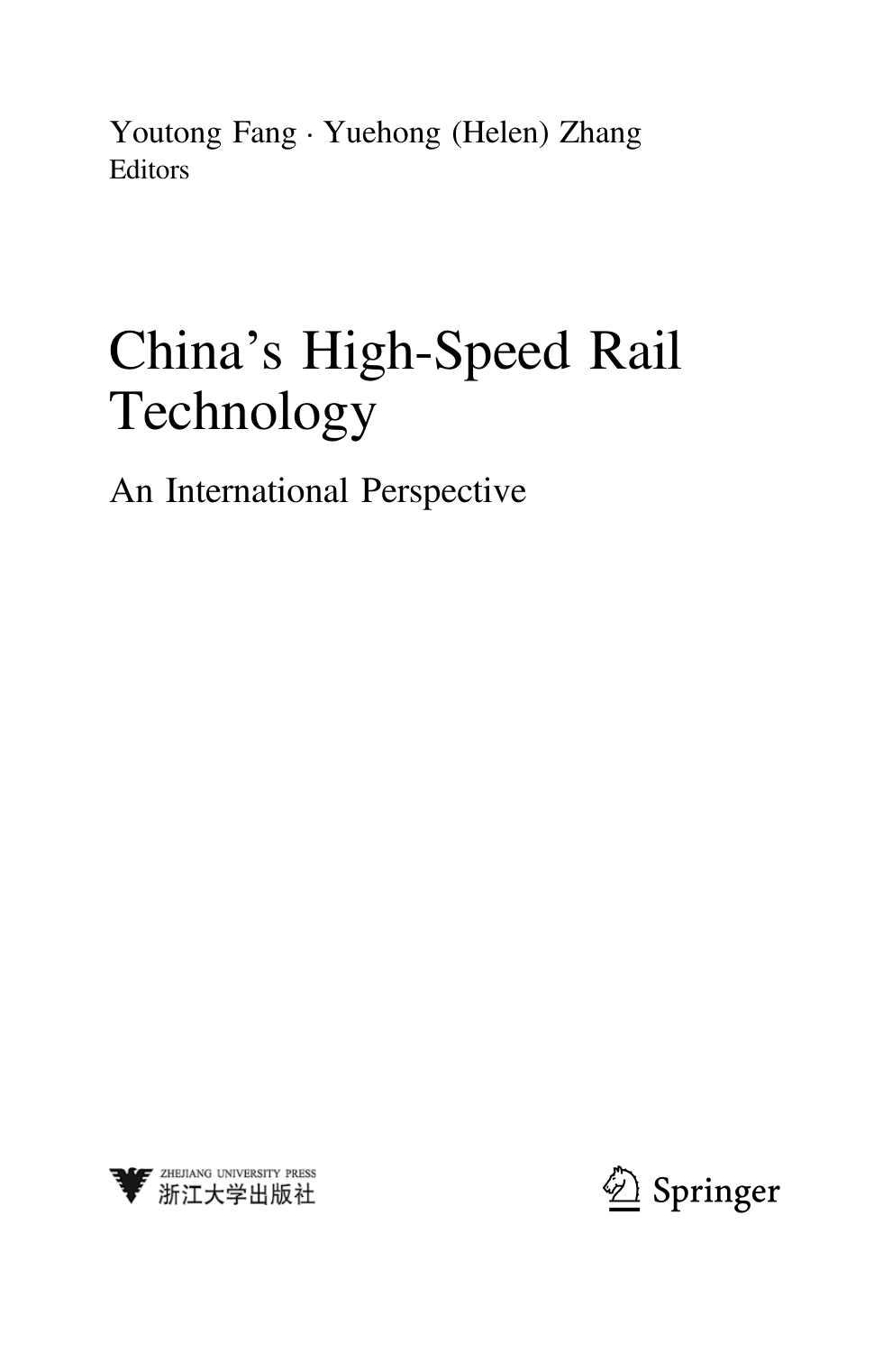Youtong Fang · Yuehong (Helen) Zhang
Editors

# China's High-Speed Rail Technology

## An International Perspective

ZHEJIANG UNIVERSITY PRESS
浙江大学出版社

Springer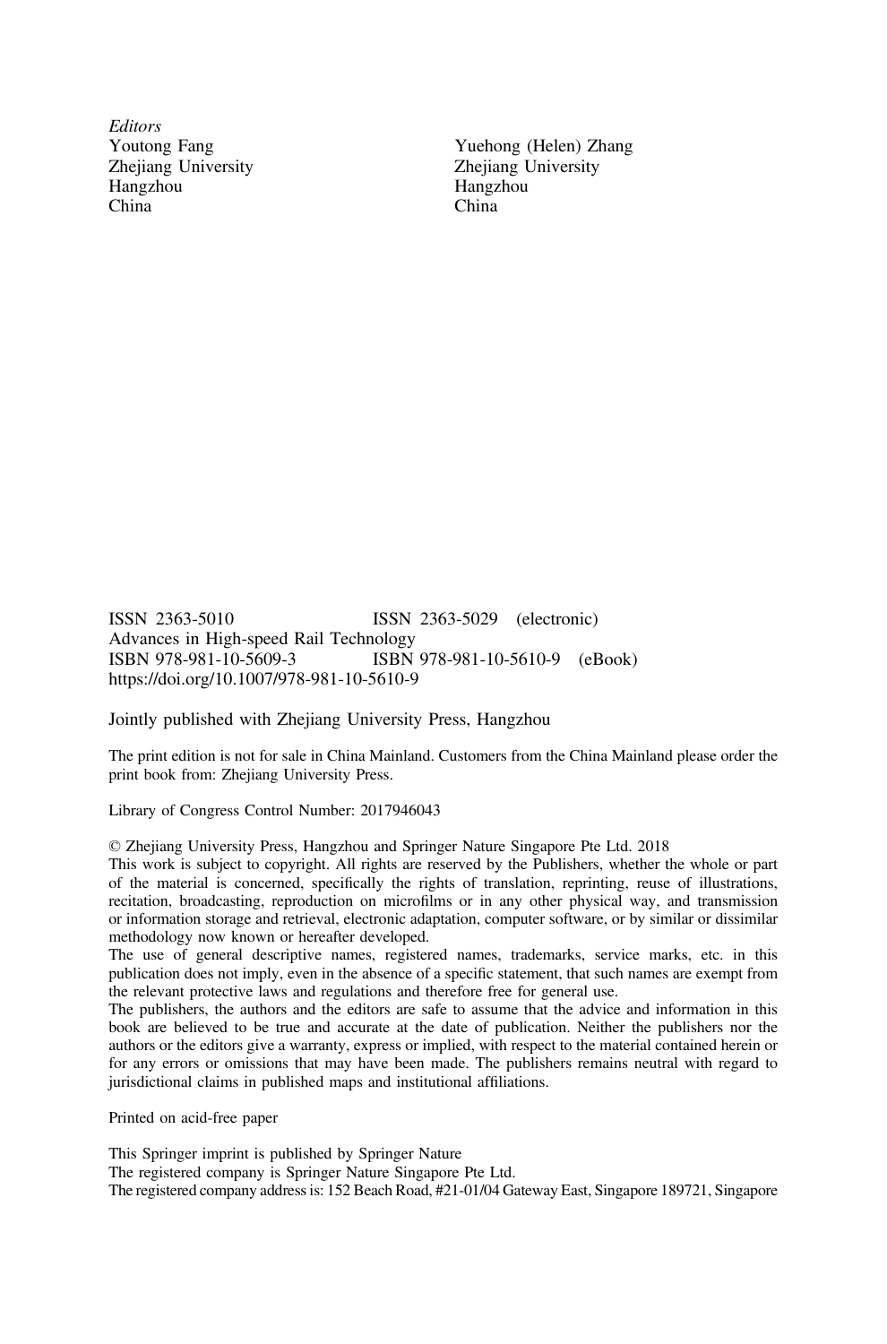*Editors*

Youtong Fang
Zhejiang University
Hangzhou
China

Yuehong (Helen) Zhang
Zhejiang University
Hangzhou
China

ISSN 2363-5010 ISSN 2363-5029 (electronic)
Advances in High-speed Rail Technology
ISBN 978-981-10-5609-3 ISBN 978-981-10-5610-9 (eBook)
https://doi.org/10.1007/978-981-10-5610-9

Jointly published with Zhejiang University Press, Hangzhou

The print edition is not for sale in China Mainland. Customers from the China Mainland please order the print book from: Zhejiang University Press.

Library of Congress Control Number: 2017946043

© Zhejiang University Press, Hangzhou and Springer Nature Singapore Pte Ltd. 2018
This work is subject to copyright. All rights are reserved by the Publishers, whether the whole or part of the material is concerned, specifically the rights of translation, reprinting, reuse of illustrations, recitation, broadcasting, reproduction on microfilms or in any other physical way, and transmission or information storage and retrieval, electronic adaptation, computer software, or by similar or dissimilar methodology now known or hereafter developed.
The use of general descriptive names, registered names, trademarks, service marks, etc. in this publication does not imply, even in the absence of a specific statement, that such names are exempt from the relevant protective laws and regulations and therefore free for general use.
The publishers, the authors and the editors are safe to assume that the advice and information in this book are believed to be true and accurate at the date of publication. Neither the publishers nor the authors or the editors give a warranty, express or implied, with respect to the material contained herein or for any errors or omissions that may have been made. The publishers remains neutral with regard to jurisdictional claims in published maps and institutional affiliations.

Printed on acid-free paper

This Springer imprint is published by Springer Nature
The registered company is Springer Nature Singapore Pte Ltd.
The registered company address is: 152 Beach Road, #21-01/04 Gateway East, Singapore 189721, Singapore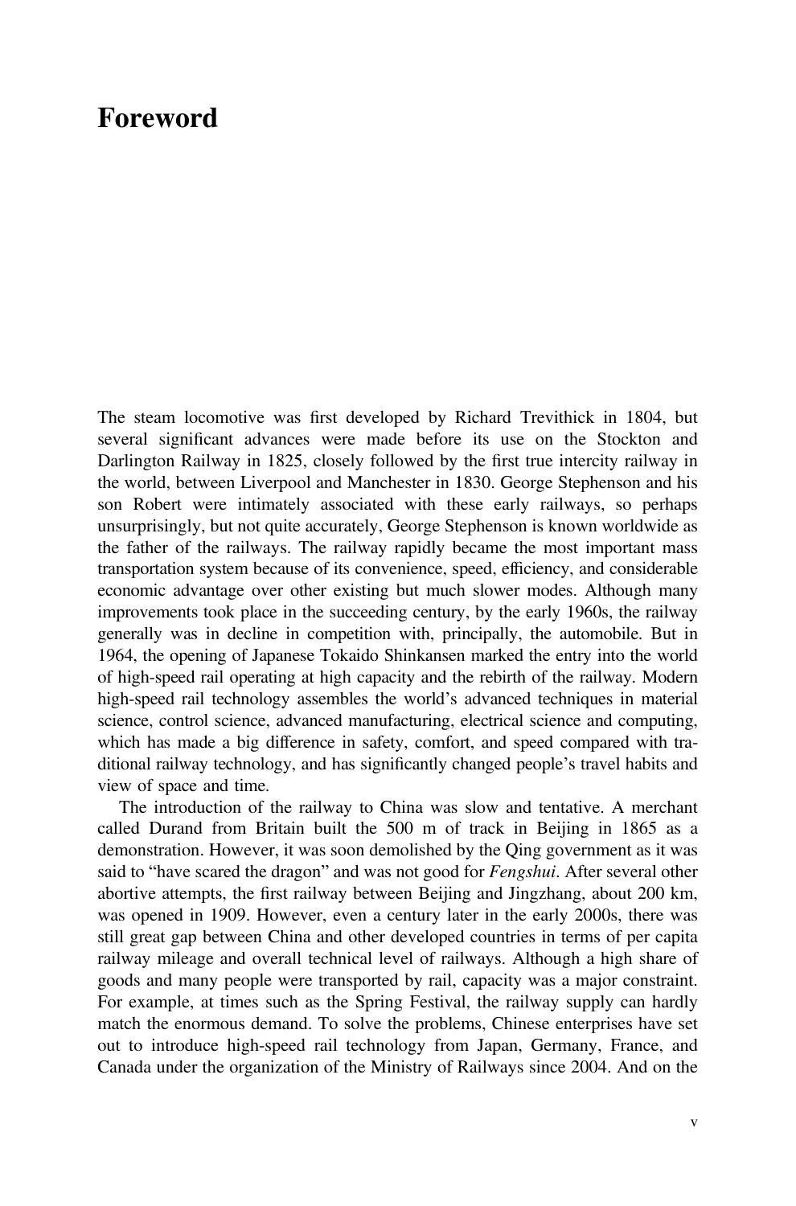# Foreword

The steam locomotive was first developed by Richard Trevithick in 1804, but several significant advances were made before its use on the Stockton and Darlington Railway in 1825, closely followed by the first true intercity railway in the world, between Liverpool and Manchester in 1830. George Stephenson and his son Robert were intimately associated with these early railways, so perhaps unsurprisingly, but not quite accurately, George Stephenson is known worldwide as the father of the railways. The railway rapidly became the most important mass transportation system because of its convenience, speed, efficiency, and considerable economic advantage over other existing but much slower modes. Although many improvements took place in the succeeding century, by the early 1960s, the railway generally was in decline in competition with, principally, the automobile. But in 1964, the opening of Japanese Tokaido Shinkansen marked the entry into the world of high-speed rail operating at high capacity and the rebirth of the railway. Modern high-speed rail technology assembles the world's advanced techniques in material science, control science, advanced manufacturing, electrical science and computing, which has made a big difference in safety, comfort, and speed compared with traditional railway technology, and has significantly changed people's travel habits and view of space and time.

The introduction of the railway to China was slow and tentative. A merchant called Durand from Britain built the 500 m of track in Beijing in 1865 as a demonstration. However, it was soon demolished by the Qing government as it was said to "have scared the dragon" and was not good for *Fengshui*. After several other abortive attempts, the first railway between Beijing and Jingzhang, about 200 km, was opened in 1909. However, even a century later in the early 2000s, there was still great gap between China and other developed countries in terms of per capita railway mileage and overall technical level of railways. Although a high share of goods and many people were transported by rail, capacity was a major constraint. For example, at times such as the Spring Festival, the railway supply can hardly match the enormous demand. To solve the problems, Chinese enterprises have set out to introduce high-speed rail technology from Japan, Germany, France, and Canada under the organization of the Ministry of Railways since 2004. And on the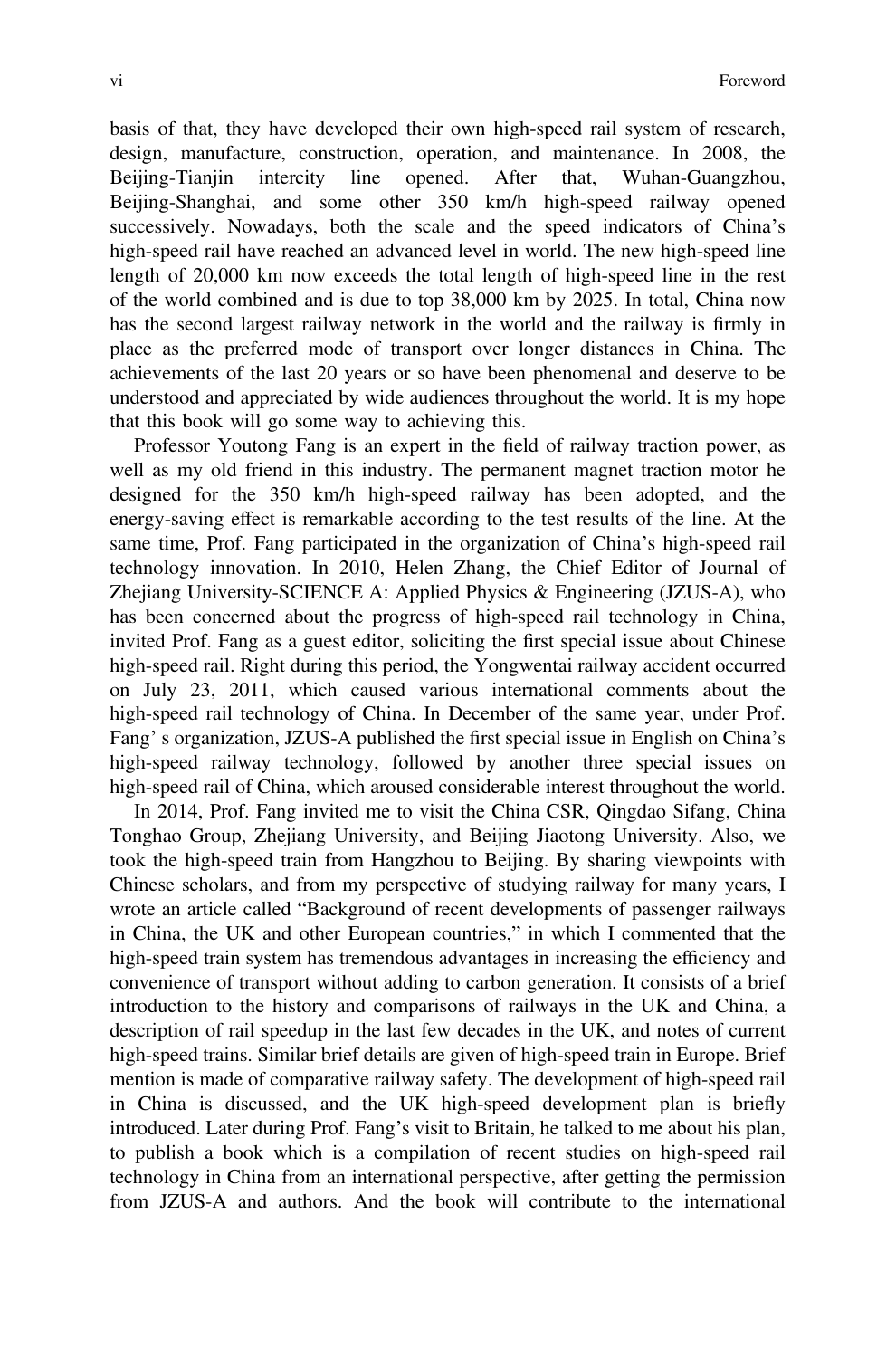basis of that, they have developed their own high-speed rail system of research, design, manufacture, construction, operation, and maintenance. In 2008, the Beijing-Tianjin intercity line opened. After that, Wuhan-Guangzhou, Beijing-Shanghai, and some other 350 km/h high-speed railway opened successively. Nowadays, both the scale and the speed indicators of China's high-speed rail have reached an advanced level in world. The new high-speed line length of 20,000 km now exceeds the total length of high-speed line in the rest of the world combined and is due to top 38,000 km by 2025. In total, China now has the second largest railway network in the world and the railway is firmly in place as the preferred mode of transport over longer distances in China. The achievements of the last 20 years or so have been phenomenal and deserve to be understood and appreciated by wide audiences throughout the world. It is my hope that this book will go some way to achieving this.

Professor Youtong Fang is an expert in the field of railway traction power, as well as my old friend in this industry. The permanent magnet traction motor he designed for the 350 km/h high-speed railway has been adopted, and the energy-saving effect is remarkable according to the test results of the line. At the same time, Prof. Fang participated in the organization of China's high-speed rail technology innovation. In 2010, Helen Zhang, the Chief Editor of Journal of Zhejiang University-SCIENCE A: Applied Physics & Engineering (JZUS-A), who has been concerned about the progress of high-speed rail technology in China, invited Prof. Fang as a guest editor, soliciting the first special issue about Chinese high-speed rail. Right during this period, the Yongwentai railway accident occurred on July 23, 2011, which caused various international comments about the high-speed rail technology of China. In December of the same year, under Prof. Fang' s organization, JZUS-A published the first special issue in English on China's high-speed railway technology, followed by another three special issues on high-speed rail of China, which aroused considerable interest throughout the world.

In 2014, Prof. Fang invited me to visit the China CSR, Qingdao Sifang, China Tonghao Group, Zhejiang University, and Beijing Jiaotong University. Also, we took the high-speed train from Hangzhou to Beijing. By sharing viewpoints with Chinese scholars, and from my perspective of studying railway for many years, I wrote an article called "Background of recent developments of passenger railways in China, the UK and other European countries," in which I commented that the high-speed train system has tremendous advantages in increasing the efficiency and convenience of transport without adding to carbon generation. It consists of a brief introduction to the history and comparisons of railways in the UK and China, a description of rail speedup in the last few decades in the UK, and notes of current high-speed trains. Similar brief details are given of high-speed train in Europe. Brief mention is made of comparative railway safety. The development of high-speed rail in China is discussed, and the UK high-speed development plan is briefly introduced. Later during Prof. Fang's visit to Britain, he talked to me about his plan, to publish a book which is a compilation of recent studies on high-speed rail technology in China from an international perspective, after getting the permission from JZUS-A and authors. And the book will contribute to the international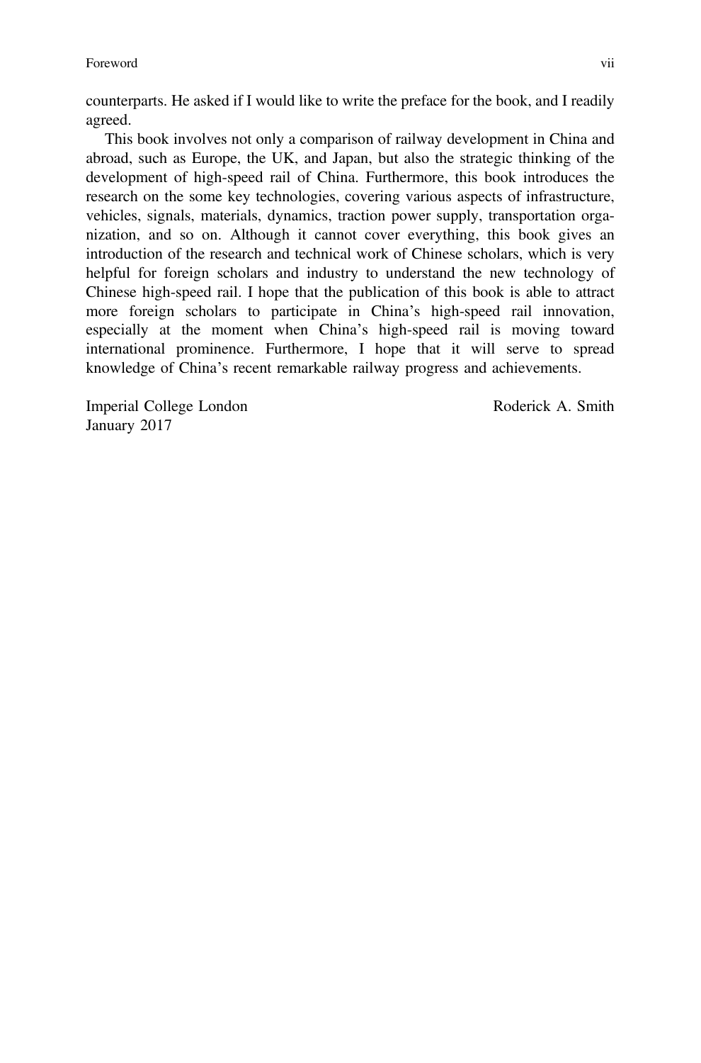counterparts. He asked if I would like to write the preface for the book, and I readily agreed.

This book involves not only a comparison of railway development in China and abroad, such as Europe, the UK, and Japan, but also the strategic thinking of the development of high-speed rail of China. Furthermore, this book introduces the research on the some key technologies, covering various aspects of infrastructure, vehicles, signals, materials, dynamics, traction power supply, transportation organization, and so on. Although it cannot cover everything, this book gives an introduction of the research and technical work of Chinese scholars, which is very helpful for foreign scholars and industry to understand the new technology of Chinese high-speed rail. I hope that the publication of this book is able to attract more foreign scholars to participate in China's high-speed rail innovation, especially at the moment when China's high-speed rail is moving toward international prominence. Furthermore, I hope that it will serve to spread knowledge of China's recent remarkable railway progress and achievements.

Imperial College London
January 2017

Roderick A. Smith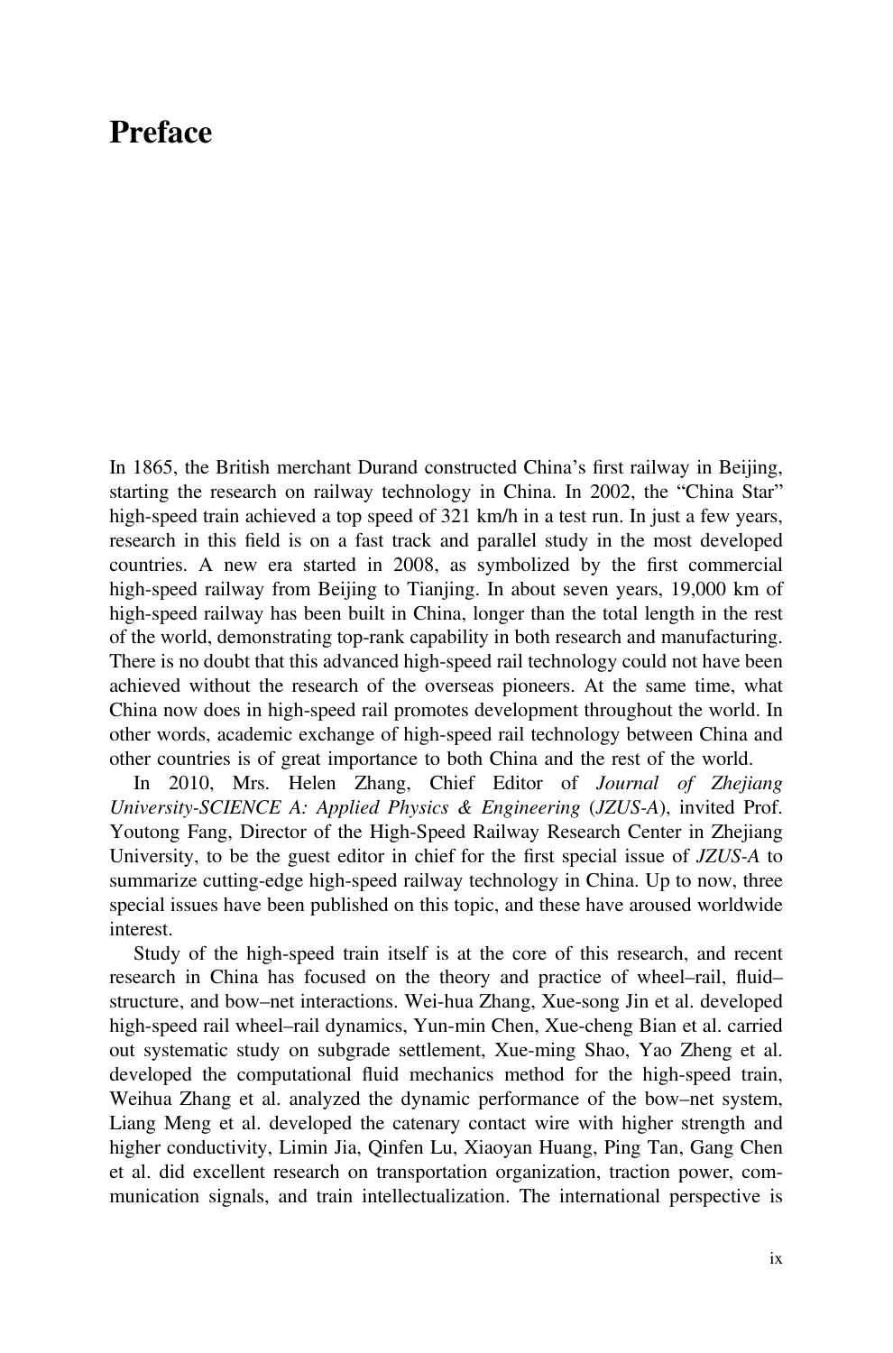# Preface

In 1865, the British merchant Durand constructed China's first railway in Beijing, starting the research on railway technology in China. In 2002, the "China Star" high-speed train achieved a top speed of 321 km/h in a test run. In just a few years, research in this field is on a fast track and parallel study in the most developed countries. A new era started in 2008, as symbolized by the first commercial high-speed railway from Beijing to Tianjing. In about seven years, 19,000 km of high-speed railway has been built in China, longer than the total length in the rest of the world, demonstrating top-rank capability in both research and manufacturing. There is no doubt that this advanced high-speed rail technology could not have been achieved without the research of the overseas pioneers. At the same time, what China now does in high-speed rail promotes development throughout the world. In other words, academic exchange of high-speed rail technology between China and other countries is of great importance to both China and the rest of the world.

In 2010, Mrs. Helen Zhang, Chief Editor of *Journal of Zhejiang University-SCIENCE A: Applied Physics & Engineering* (*JZUS-A*), invited Prof. Youtong Fang, Director of the High-Speed Railway Research Center in Zhejiang University, to be the guest editor in chief for the first special issue of *JZUS-A* to summarize cutting-edge high-speed railway technology in China. Up to now, three special issues have been published on this topic, and these have aroused worldwide interest.

Study of the high-speed train itself is at the core of this research, and recent research in China has focused on the theory and practice of wheel–rail, fluid–structure, and bow–net interactions. Wei-hua Zhang, Xue-song Jin et al. developed high-speed rail wheel–rail dynamics, Yun-min Chen, Xue-cheng Bian et al. carried out systematic study on subgrade settlement, Xue-ming Shao, Yao Zheng et al. developed the computational fluid mechanics method for the high-speed train, Weihua Zhang et al. analyzed the dynamic performance of the bow–net system, Liang Meng et al. developed the catenary contact wire with higher strength and higher conductivity, Limin Jia, Qinfen Lu, Xiaoyan Huang, Ping Tan, Gang Chen et al. did excellent research on transportation organization, traction power, communication signals, and train intellectualization. The international perspective is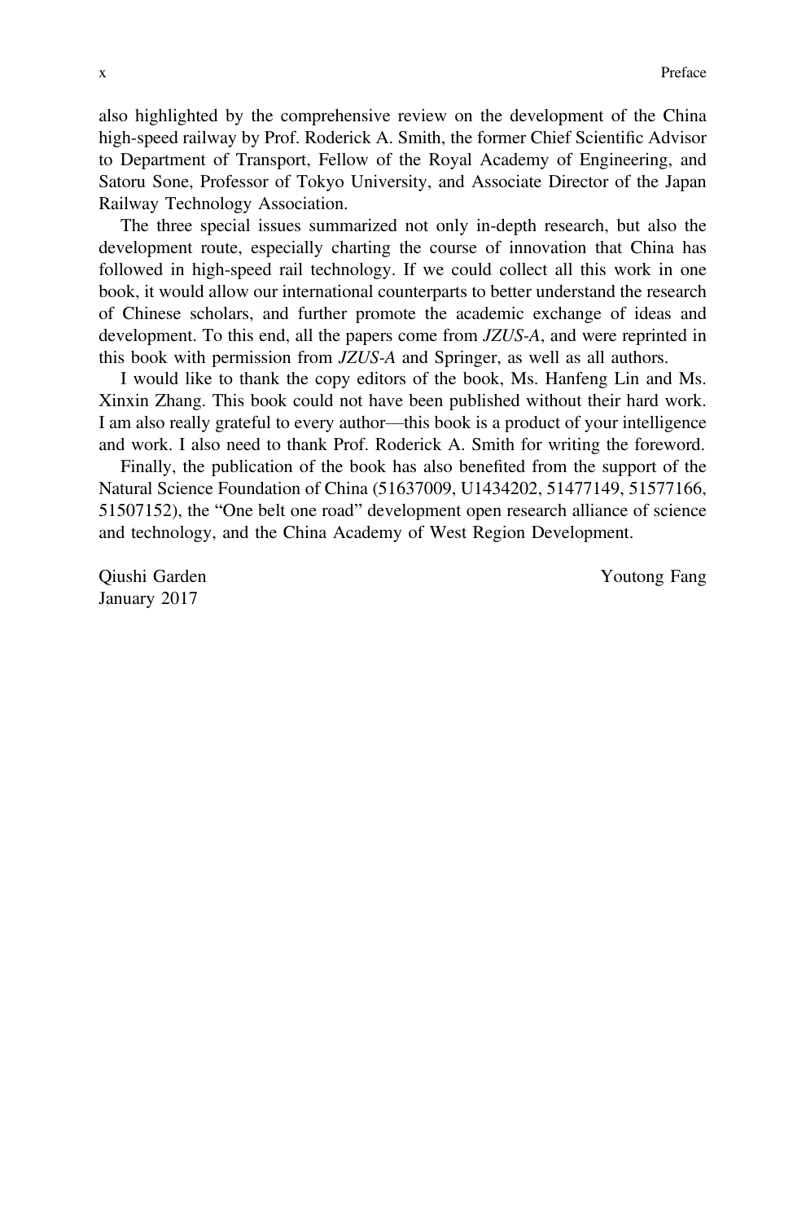also highlighted by the comprehensive review on the development of the China high-speed railway by Prof. Roderick A. Smith, the former Chief Scientific Advisor to Department of Transport, Fellow of the Royal Academy of Engineering, and Satoru Sone, Professor of Tokyo University, and Associate Director of the Japan Railway Technology Association.

The three special issues summarized not only in-depth research, but also the development route, especially charting the course of innovation that China has followed in high-speed rail technology. If we could collect all this work in one book, it would allow our international counterparts to better understand the research of Chinese scholars, and further promote the academic exchange of ideas and development. To this end, all the papers come from *JZUS-A*, and were reprinted in this book with permission from *JZUS-A* and Springer, as well as all authors.

I would like to thank the copy editors of the book, Ms. Hanfeng Lin and Ms. Xinxin Zhang. This book could not have been published without their hard work. I am also really grateful to every author—this book is a product of your intelligence and work. I also need to thank Prof. Roderick A. Smith for writing the foreword.

Finally, the publication of the book has also benefited from the support of the Natural Science Foundation of China (51637009, U1434202, 51477149, 51577166, 51507152), the "One belt one road" development open research alliance of science and technology, and the China Academy of West Region Development.

Qiushi Garden
January 2017

Youtong Fang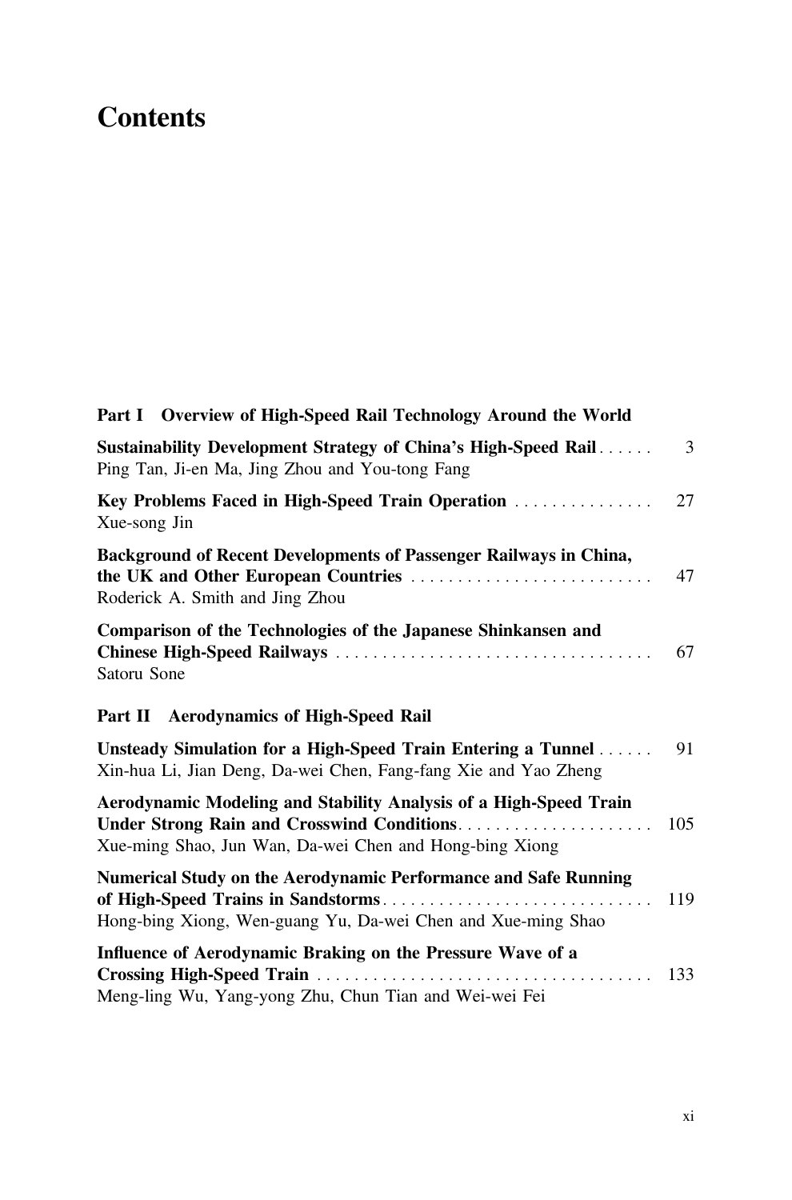# Contents

## Part I Overview of High-Speed Rail Technology Around the World

**Sustainability Development Strategy of China's High-Speed Rail** ...... 3
Ping Tan, Ji-en Ma, Jing Zhou and You-tong Fang

**Key Problems Faced in High-Speed Train Operation** ............... 27
Xue-song Jin

**Background of Recent Developments of Passenger Railways in China, the UK and Other European Countries** .......................... 47
Roderick A. Smith and Jing Zhou

**Comparison of the Technologies of the Japanese Shinkansen and Chinese High-Speed Railways** .................................. 67
Satoru Sone

## Part II Aerodynamics of High-Speed Rail

**Unsteady Simulation for a High-Speed Train Entering a Tunnel** ...... 91
Xin-hua Li, Jian Deng, Da-wei Chen, Fang-fang Xie and Yao Zheng

**Aerodynamic Modeling and Stability Analysis of a High-Speed Train Under Strong Rain and Crosswind Conditions**..................... 105
Xue-ming Shao, Jun Wan, Da-wei Chen and Hong-bing Xiong

**Numerical Study on the Aerodynamic Performance and Safe Running of High-Speed Trains in Sandstorms**............................. 119
Hong-bing Xiong, Wen-guang Yu, Da-wei Chen and Xue-ming Shao

**Influence of Aerodynamic Braking on the Pressure Wave of a Crossing High-Speed Train** .................................... 133
Meng-ling Wu, Yang-yong Zhu, Chun Tian and Wei-wei Fei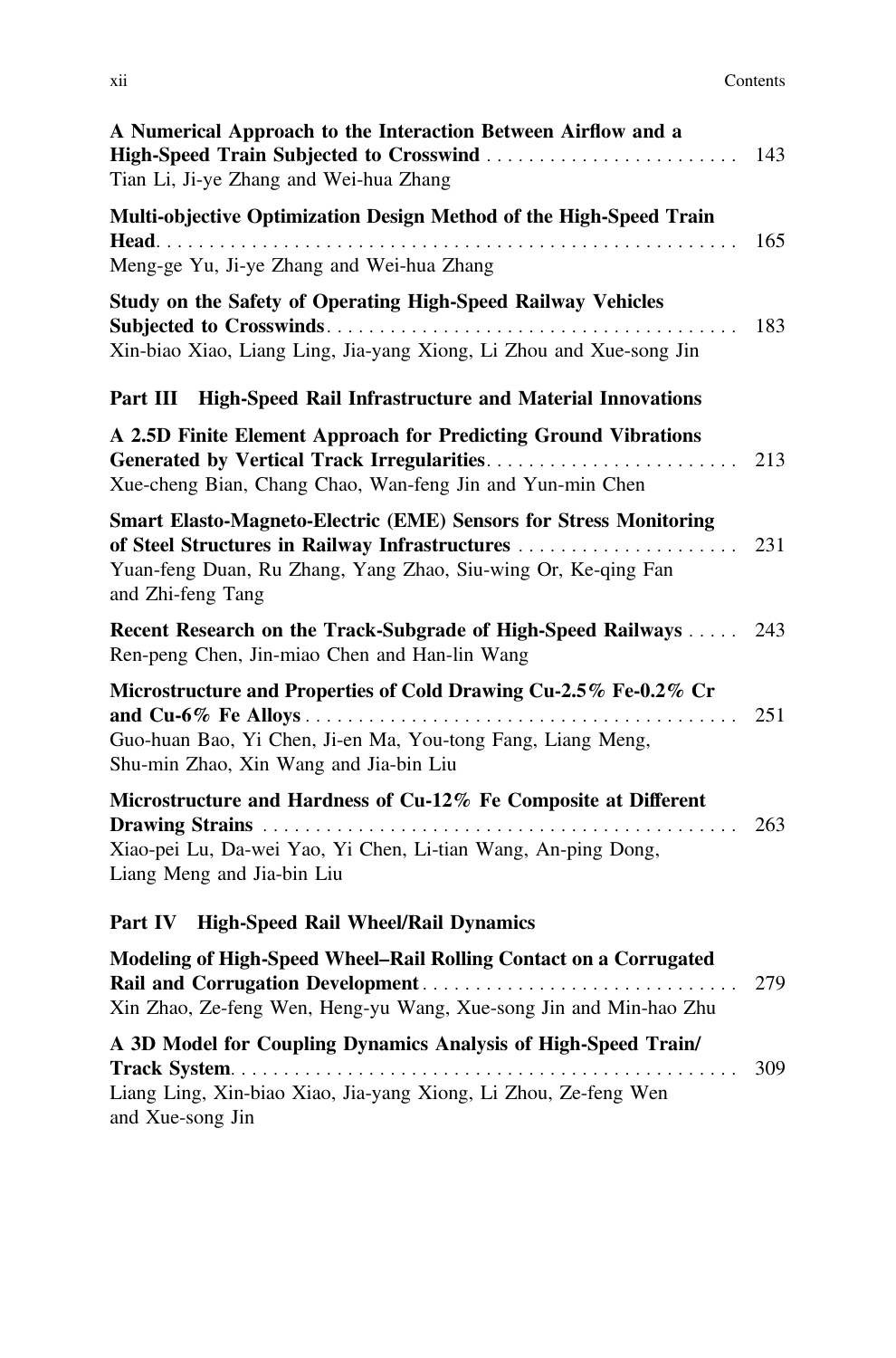**A Numerical Approach to the Interaction Between Airflow and a High-Speed Train Subjected to Crosswind** . . . . . . . . . . 143
Tian Li, Ji-ye Zhang and Wei-hua Zhang

**Multi-objective Optimization Design Method of the High-Speed Train Head** . . . . . . . . . . 165
Meng-ge Yu, Ji-ye Zhang and Wei-hua Zhang

**Study on the Safety of Operating High-Speed Railway Vehicles Subjected to Crosswinds** . . . . . . . . . . 183
Xin-biao Xiao, Liang Ling, Jia-yang Xiong, Li Zhou and Xue-song Jin

## Part III High-Speed Rail Infrastructure and Material Innovations

**A 2.5D Finite Element Approach for Predicting Ground Vibrations Generated by Vertical Track Irregularities** . . . . . . . . . . 213
Xue-cheng Bian, Chang Chao, Wan-feng Jin and Yun-min Chen

**Smart Elasto-Magneto-Electric (EME) Sensors for Stress Monitoring of Steel Structures in Railway Infrastructures** . . . . . . . . . . 231
Yuan-feng Duan, Ru Zhang, Yang Zhao, Siu-wing Or, Ke-qing Fan and Zhi-feng Tang

**Recent Research on the Track-Subgrade of High-Speed Railways** . . . . . 243
Ren-peng Chen, Jin-miao Chen and Han-lin Wang

**Microstructure and Properties of Cold Drawing Cu-2.5% Fe-0.2% Cr and Cu-6% Fe Alloys** . . . . . . . . . . 251
Guo-huan Bao, Yi Chen, Ji-en Ma, You-tong Fang, Liang Meng, Shu-min Zhao, Xin Wang and Jia-bin Liu

**Microstructure and Hardness of Cu-12% Fe Composite at Different Drawing Strains** . . . . . . . . . . 263
Xiao-pei Lu, Da-wei Yao, Yi Chen, Li-tian Wang, An-ping Dong, Liang Meng and Jia-bin Liu

## Part IV High-Speed Rail Wheel/Rail Dynamics

**Modeling of High-Speed Wheel–Rail Rolling Contact on a Corrugated Rail and Corrugation Development** . . . . . . . . . . 279
Xin Zhao, Ze-feng Wen, Heng-yu Wang, Xue-song Jin and Min-hao Zhu

**A 3D Model for Coupling Dynamics Analysis of High-Speed Train/Track System** . . . . . . . . . . 309
Liang Ling, Xin-biao Xiao, Jia-yang Xiong, Li Zhou, Ze-feng Wen and Xue-song Jin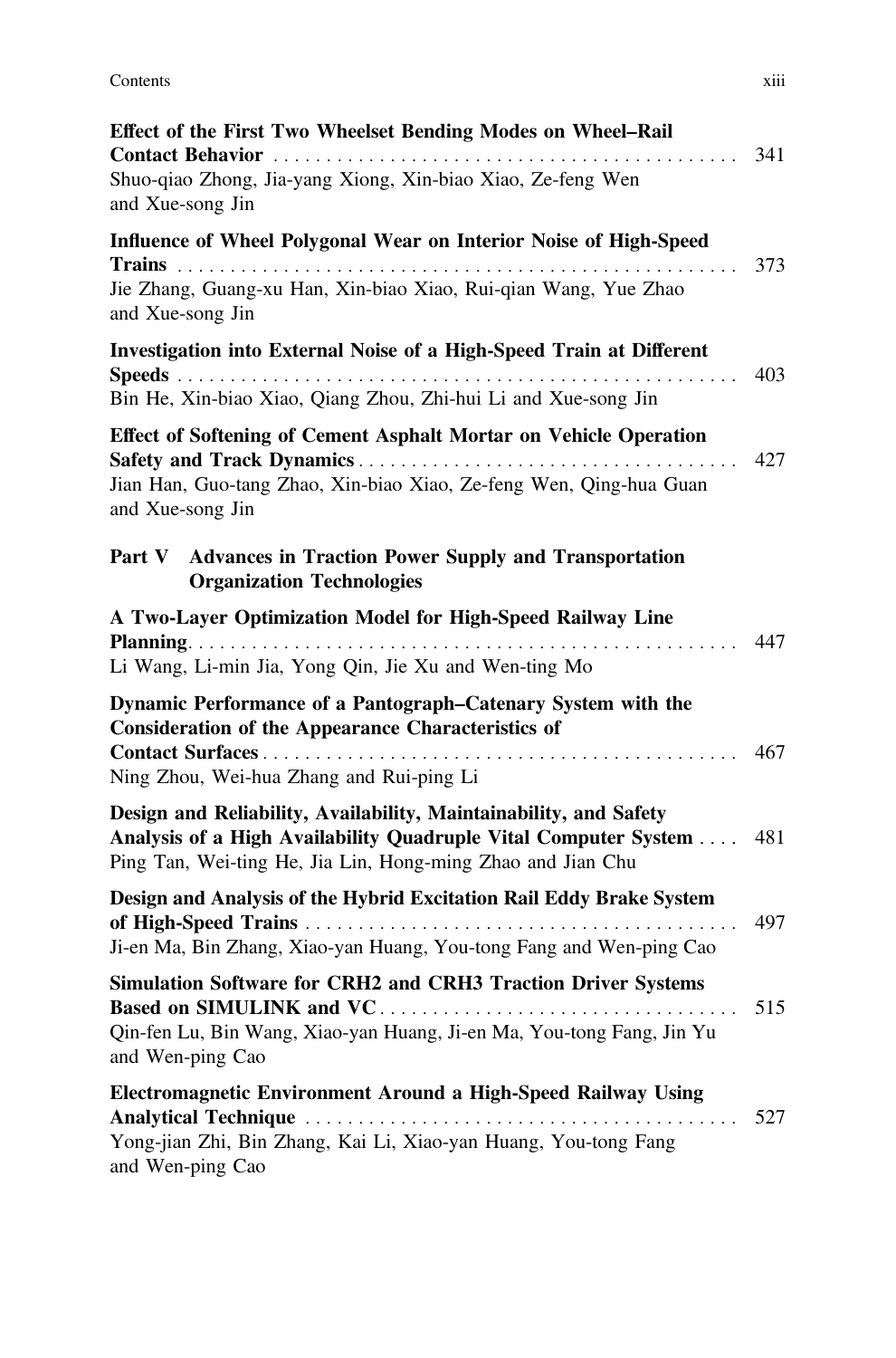**Effect of the First Two Wheelset Bending Modes on Wheel–Rail Contact Behavior** . . . . . . . . . . . . . . . . . . . . . . . . . . . . . . . . . . . . . . . . . . . . . 341
Shuo-qiao Zhong, Jia-yang Xiong, Xin-biao Xiao, Ze-feng Wen and Xue-song Jin

**Influence of Wheel Polygonal Wear on Interior Noise of High-Speed Trains** . . . . . . . . . . . . . . . . . . . . . . . . . . . . . . . . . . . . . . . . . . . . . . . . . . . . . 373
Jie Zhang, Guang-xu Han, Xin-biao Xiao, Rui-qian Wang, Yue Zhao and Xue-song Jin

**Investigation into External Noise of a High-Speed Train at Different Speeds** . . . . . . . . . . . . . . . . . . . . . . . . . . . . . . . . . . . . . . . . . . . . . . . . . . . . 403
Bin He, Xin-biao Xiao, Qiang Zhou, Zhi-hui Li and Xue-song Jin

**Effect of Softening of Cement Asphalt Mortar on Vehicle Operation Safety and Track Dynamics** . . . . . . . . . . . . . . . . . . . . . . . . . . . . . . . . . . . . 427
Jian Han, Guo-tang Zhao, Xin-biao Xiao, Ze-feng Wen, Qing-hua Guan and Xue-song Jin

## Part V Advances in Traction Power Supply and Transportation Organization Technologies

**A Two-Layer Optimization Model for High-Speed Railway Line Planning** . . . . . . . . . . . . . . . . . . . . . . . . . . . . . . . . . . . . . . . . . . . . . . . . . . . . 447
Li Wang, Li-min Jia, Yong Qin, Jie Xu and Wen-ting Mo

**Dynamic Performance of a Pantograph–Catenary System with the Consideration of the Appearance Characteristics of Contact Surfaces** . . . . . . . . . . . . . . . . . . . . . . . . . . . . . . . . . . . . . . . . . . . . . 467
Ning Zhou, Wei-hua Zhang and Rui-ping Li

**Design and Reliability, Availability, Maintainability, and Safety Analysis of a High Availability Quadruple Vital Computer System** . . . . 481
Ping Tan, Wei-ting He, Jia Lin, Hong-ming Zhao and Jian Chu

**Design and Analysis of the Hybrid Excitation Rail Eddy Brake System of High-Speed Trains** . . . . . . . . . . . . . . . . . . . . . . . . . . . . . . . . . . . . . . . . . 497
Ji-en Ma, Bin Zhang, Xiao-yan Huang, You-tong Fang and Wen-ping Cao

**Simulation Software for CRH2 and CRH3 Traction Driver Systems Based on SIMULINK and VC** . . . . . . . . . . . . . . . . . . . . . . . . . . . . . . . . . . 515
Qin-fen Lu, Bin Wang, Xiao-yan Huang, Ji-en Ma, You-tong Fang, Jin Yu and Wen-ping Cao

**Electromagnetic Environment Around a High-Speed Railway Using Analytical Technique** . . . . . . . . . . . . . . . . . . . . . . . . . . . . . . . . . . . . . . . . 527
Yong-jian Zhi, Bin Zhang, Kai Li, Xiao-yan Huang, You-tong Fang and Wen-ping Cao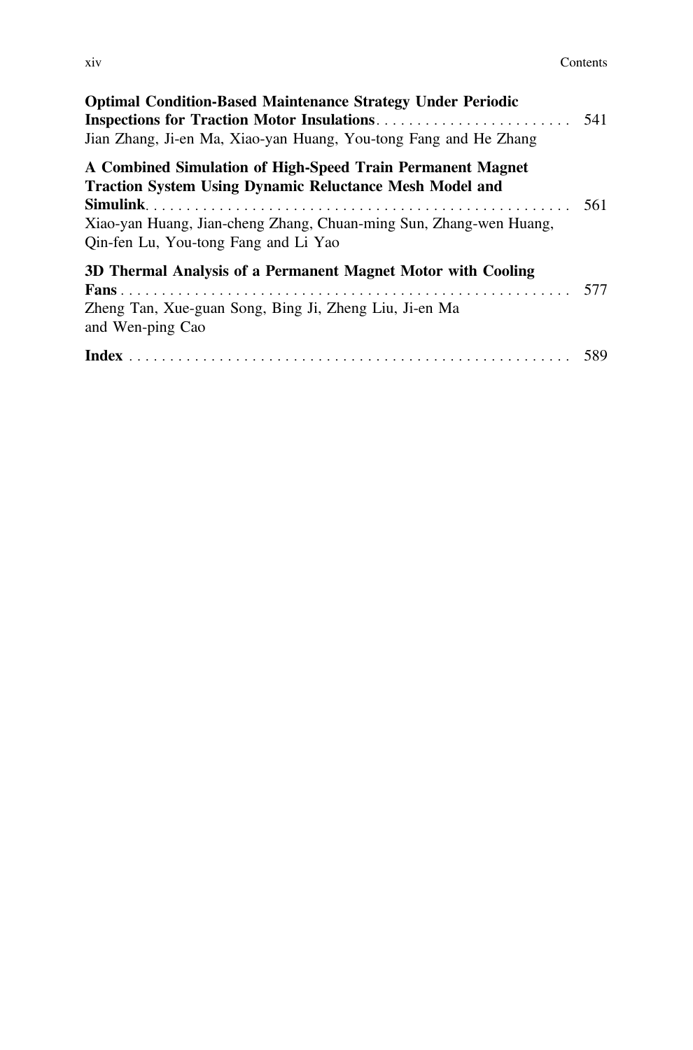**Optimal Condition-Based Maintenance Strategy Under Periodic Inspections for Traction Motor Insulations** . . . . . . . . . . . . . . . . . . . . . . . . 541
Jian Zhang, Ji-en Ma, Xiao-yan Huang, You-tong Fang and He Zhang

**A Combined Simulation of High-Speed Train Permanent Magnet Traction System Using Dynamic Reluctance Mesh Model and Simulink** . . . . . . . . . . . . . . . . . . . . . . . . . . . . . . . . . . . . . . . . . . . . . . . . . . . 561
Xiao-yan Huang, Jian-cheng Zhang, Chuan-ming Sun, Zhang-wen Huang, Qin-fen Lu, You-tong Fang and Li Yao

**3D Thermal Analysis of a Permanent Magnet Motor with Cooling Fans** . . . . . . . . . . . . . . . . . . . . . . . . . . . . . . . . . . . . . . . . . . . . . . . . . . . . . . 577
Zheng Tan, Xue-guan Song, Bing Ji, Zheng Liu, Ji-en Ma and Wen-ping Cao

**Index** . . . . . . . . . . . . . . . . . . . . . . . . . . . . . . . . . . . . . . . . . . . . . . . . . . . . . 589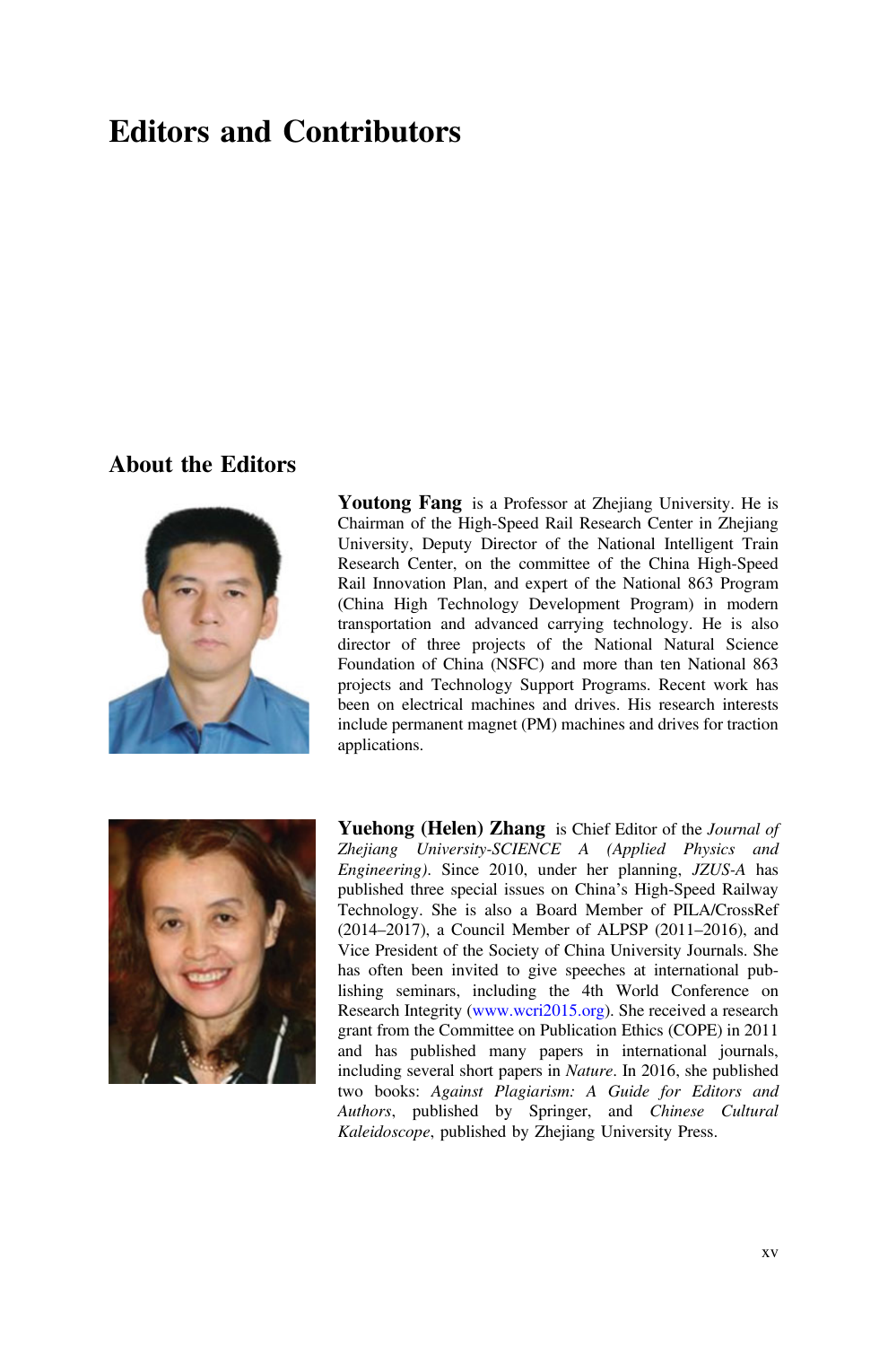# Editors and Contributors

## About the Editors

**Youtong Fang** is a Professor at Zhejiang University. He is Chairman of the High-Speed Rail Research Center in Zhejiang University, Deputy Director of the National Intelligent Train Research Center, on the committee of the China High-Speed Rail Innovation Plan, and expert of the National 863 Program (China High Technology Development Program) in modern transportation and advanced carrying technology. He is also director of three projects of the National Natural Science Foundation of China (NSFC) and more than ten National 863 projects and Technology Support Programs. Recent work has been on electrical machines and drives. His research interests include permanent magnet (PM) machines and drives for traction applications.

**Yuehong (Helen) Zhang** is Chief Editor of the *Journal of Zhejiang University-SCIENCE A (Applied Physics and Engineering)*. Since 2010, under her planning, *JZUS-A* has published three special issues on China's High-Speed Railway Technology. She is also a Board Member of PILA/CrossRef (2014–2017), a Council Member of ALPSP (2011–2016), and Vice President of the Society of China University Journals. She has often been invited to give speeches at international publishing seminars, including the 4th World Conference on Research Integrity (www.wcri2015.org). She received a research grant from the Committee on Publication Ethics (COPE) in 2011 and has published many papers in international journals, including several short papers in *Nature*. In 2016, she published two books: *Against Plagiarism: A Guide for Editors and Authors*, published by Springer, and *Chinese Cultural Kaleidoscope*, published by Zhejiang University Press.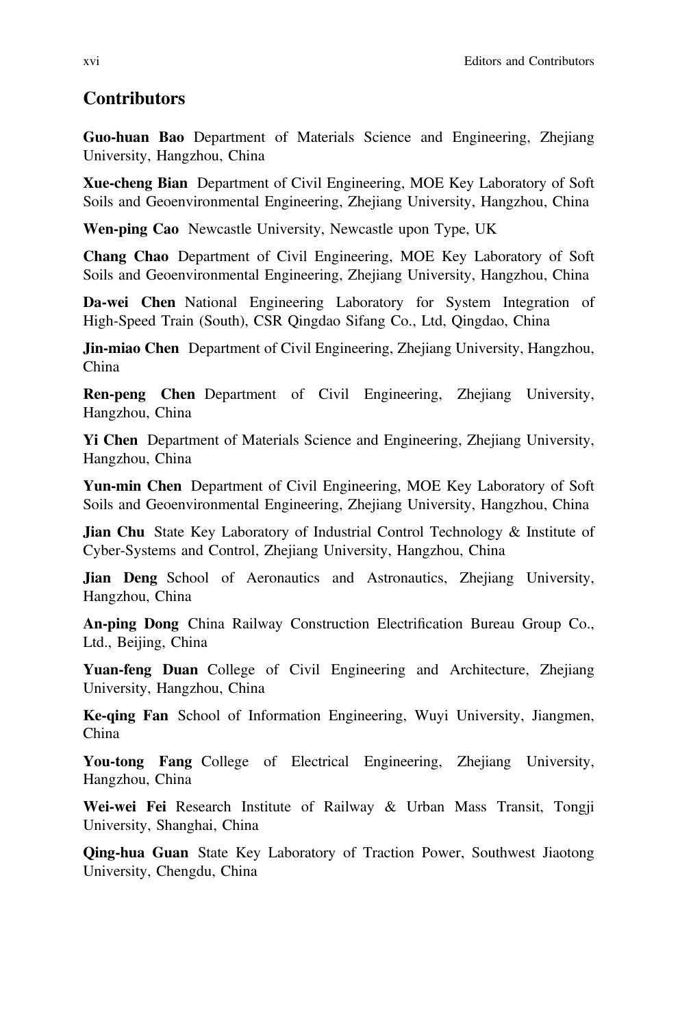## Contributors

**Guo-huan Bao** Department of Materials Science and Engineering, Zhejiang University, Hangzhou, China

**Xue-cheng Bian** Department of Civil Engineering, MOE Key Laboratory of Soft Soils and Geoenvironmental Engineering, Zhejiang University, Hangzhou, China

**Wen-ping Cao** Newcastle University, Newcastle upon Type, UK

**Chang Chao** Department of Civil Engineering, MOE Key Laboratory of Soft Soils and Geoenvironmental Engineering, Zhejiang University, Hangzhou, China

**Da-wei Chen** National Engineering Laboratory for System Integration of High-Speed Train (South), CSR Qingdao Sifang Co., Ltd, Qingdao, China

**Jin-miao Chen** Department of Civil Engineering, Zhejiang University, Hangzhou, China

**Ren-peng Chen** Department of Civil Engineering, Zhejiang University, Hangzhou, China

**Yi Chen** Department of Materials Science and Engineering, Zhejiang University, Hangzhou, China

**Yun-min Chen** Department of Civil Engineering, MOE Key Laboratory of Soft Soils and Geoenvironmental Engineering, Zhejiang University, Hangzhou, China

**Jian Chu** State Key Laboratory of Industrial Control Technology & Institute of Cyber-Systems and Control, Zhejiang University, Hangzhou, China

**Jian Deng** School of Aeronautics and Astronautics, Zhejiang University, Hangzhou, China

**An-ping Dong** China Railway Construction Electrification Bureau Group Co., Ltd., Beijing, China

**Yuan-feng Duan** College of Civil Engineering and Architecture, Zhejiang University, Hangzhou, China

**Ke-qing Fan** School of Information Engineering, Wuyi University, Jiangmen, China

**You-tong Fang** College of Electrical Engineering, Zhejiang University, Hangzhou, China

**Wei-wei Fei** Research Institute of Railway & Urban Mass Transit, Tongji University, Shanghai, China

**Qing-hua Guan** State Key Laboratory of Traction Power, Southwest Jiaotong University, Chengdu, China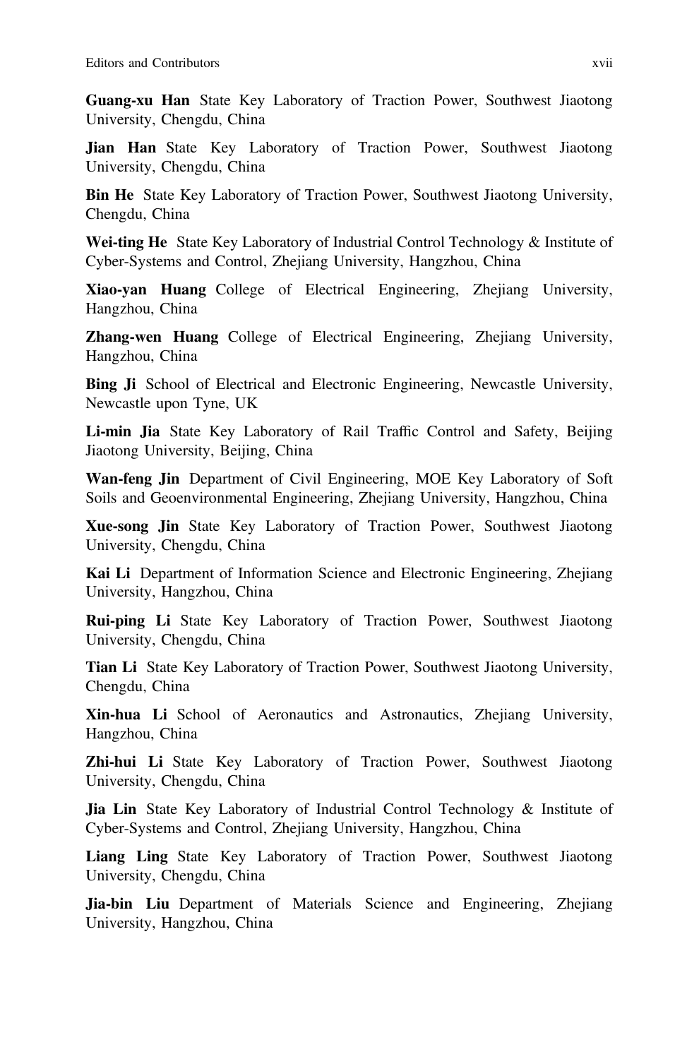**Guang-xu Han** State Key Laboratory of Traction Power, Southwest Jiaotong University, Chengdu, China

**Jian Han** State Key Laboratory of Traction Power, Southwest Jiaotong University, Chengdu, China

**Bin He** State Key Laboratory of Traction Power, Southwest Jiaotong University, Chengdu, China

**Wei-ting He** State Key Laboratory of Industrial Control Technology & Institute of Cyber-Systems and Control, Zhejiang University, Hangzhou, China

**Xiao-yan Huang** College of Electrical Engineering, Zhejiang University, Hangzhou, China

**Zhang-wen Huang** College of Electrical Engineering, Zhejiang University, Hangzhou, China

**Bing Ji** School of Electrical and Electronic Engineering, Newcastle University, Newcastle upon Tyne, UK

**Li-min Jia** State Key Laboratory of Rail Traffic Control and Safety, Beijing Jiaotong University, Beijing, China

**Wan-feng Jin** Department of Civil Engineering, MOE Key Laboratory of Soft Soils and Geoenvironmental Engineering, Zhejiang University, Hangzhou, China

**Xue-song Jin** State Key Laboratory of Traction Power, Southwest Jiaotong University, Chengdu, China

**Kai Li** Department of Information Science and Electronic Engineering, Zhejiang University, Hangzhou, China

**Rui-ping Li** State Key Laboratory of Traction Power, Southwest Jiaotong University, Chengdu, China

**Tian Li** State Key Laboratory of Traction Power, Southwest Jiaotong University, Chengdu, China

**Xin-hua Li** School of Aeronautics and Astronautics, Zhejiang University, Hangzhou, China

**Zhi-hui Li** State Key Laboratory of Traction Power, Southwest Jiaotong University, Chengdu, China

**Jia Lin** State Key Laboratory of Industrial Control Technology & Institute of Cyber-Systems and Control, Zhejiang University, Hangzhou, China

**Liang Ling** State Key Laboratory of Traction Power, Southwest Jiaotong University, Chengdu, China

**Jia-bin Liu** Department of Materials Science and Engineering, Zhejiang University, Hangzhou, China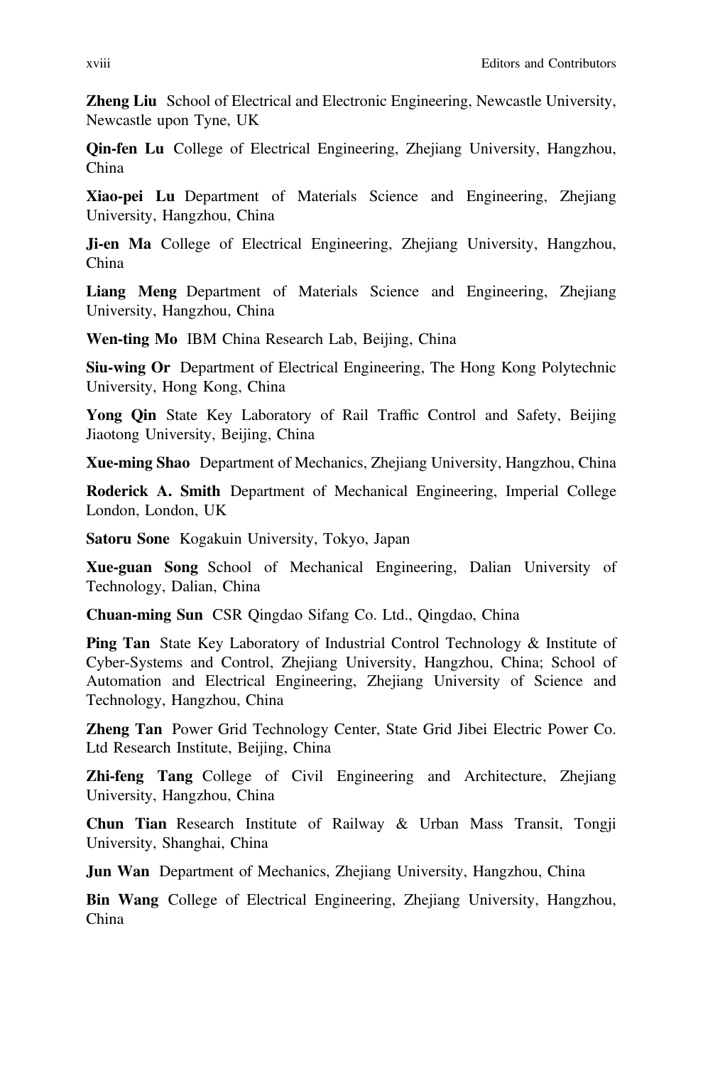**Zheng Liu** School of Electrical and Electronic Engineering, Newcastle University, Newcastle upon Tyne, UK

**Qin-fen Lu** College of Electrical Engineering, Zhejiang University, Hangzhou, China

**Xiao-pei Lu** Department of Materials Science and Engineering, Zhejiang University, Hangzhou, China

**Ji-en Ma** College of Electrical Engineering, Zhejiang University, Hangzhou, China

**Liang Meng** Department of Materials Science and Engineering, Zhejiang University, Hangzhou, China

**Wen-ting Mo** IBM China Research Lab, Beijing, China

**Siu-wing Or** Department of Electrical Engineering, The Hong Kong Polytechnic University, Hong Kong, China

**Yong Qin** State Key Laboratory of Rail Traffic Control and Safety, Beijing Jiaotong University, Beijing, China

**Xue-ming Shao** Department of Mechanics, Zhejiang University, Hangzhou, China

**Roderick A. Smith** Department of Mechanical Engineering, Imperial College London, London, UK

**Satoru Sone** Kogakuin University, Tokyo, Japan

**Xue-guan Song** School of Mechanical Engineering, Dalian University of Technology, Dalian, China

**Chuan-ming Sun** CSR Qingdao Sifang Co. Ltd., Qingdao, China

**Ping Tan** State Key Laboratory of Industrial Control Technology & Institute of Cyber-Systems and Control, Zhejiang University, Hangzhou, China; School of Automation and Electrical Engineering, Zhejiang University of Science and Technology, Hangzhou, China

**Zheng Tan** Power Grid Technology Center, State Grid Jibei Electric Power Co. Ltd Research Institute, Beijing, China

**Zhi-feng Tang** College of Civil Engineering and Architecture, Zhejiang University, Hangzhou, China

**Chun Tian** Research Institute of Railway & Urban Mass Transit, Tongji University, Shanghai, China

**Jun Wan** Department of Mechanics, Zhejiang University, Hangzhou, China

**Bin Wang** College of Electrical Engineering, Zhejiang University, Hangzhou, China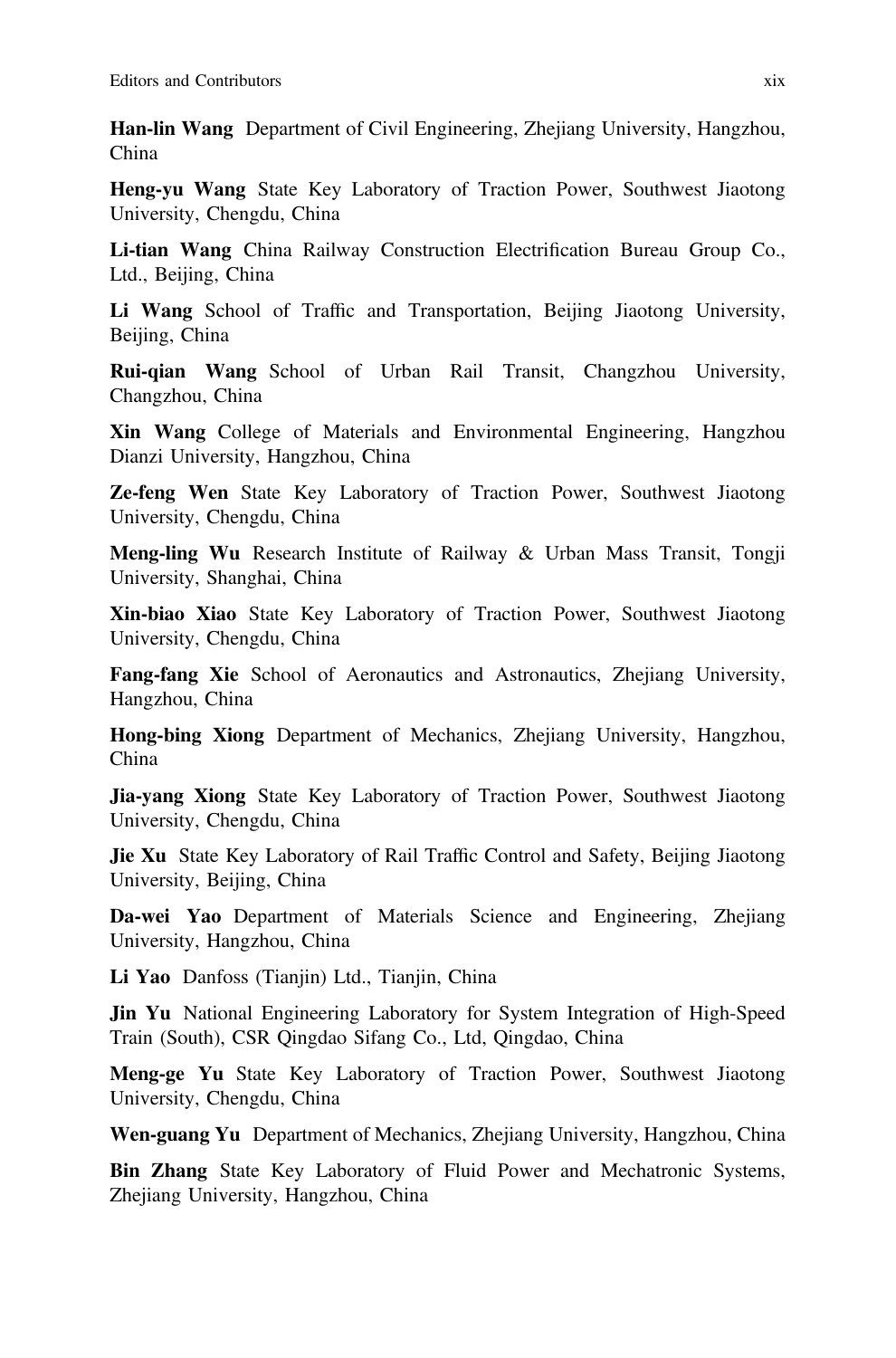**Han-lin Wang** Department of Civil Engineering, Zhejiang University, Hangzhou, China

**Heng-yu Wang** State Key Laboratory of Traction Power, Southwest Jiaotong University, Chengdu, China

**Li-tian Wang** China Railway Construction Electrification Bureau Group Co., Ltd., Beijing, China

**Li Wang** School of Traffic and Transportation, Beijing Jiaotong University, Beijing, China

**Rui-qian Wang** School of Urban Rail Transit, Changzhou University, Changzhou, China

**Xin Wang** College of Materials and Environmental Engineering, Hangzhou Dianzi University, Hangzhou, China

**Ze-feng Wen** State Key Laboratory of Traction Power, Southwest Jiaotong University, Chengdu, China

**Meng-ling Wu** Research Institute of Railway & Urban Mass Transit, Tongji University, Shanghai, China

**Xin-biao Xiao** State Key Laboratory of Traction Power, Southwest Jiaotong University, Chengdu, China

**Fang-fang Xie** School of Aeronautics and Astronautics, Zhejiang University, Hangzhou, China

**Hong-bing Xiong** Department of Mechanics, Zhejiang University, Hangzhou, China

**Jia-yang Xiong** State Key Laboratory of Traction Power, Southwest Jiaotong University, Chengdu, China

**Jie Xu** State Key Laboratory of Rail Traffic Control and Safety, Beijing Jiaotong University, Beijing, China

**Da-wei Yao** Department of Materials Science and Engineering, Zhejiang University, Hangzhou, China

**Li Yao** Danfoss (Tianjin) Ltd., Tianjin, China

**Jin Yu** National Engineering Laboratory for System Integration of High-Speed Train (South), CSR Qingdao Sifang Co., Ltd, Qingdao, China

**Meng-ge Yu** State Key Laboratory of Traction Power, Southwest Jiaotong University, Chengdu, China

**Wen-guang Yu** Department of Mechanics, Zhejiang University, Hangzhou, China

**Bin Zhang** State Key Laboratory of Fluid Power and Mechatronic Systems, Zhejiang University, Hangzhou, China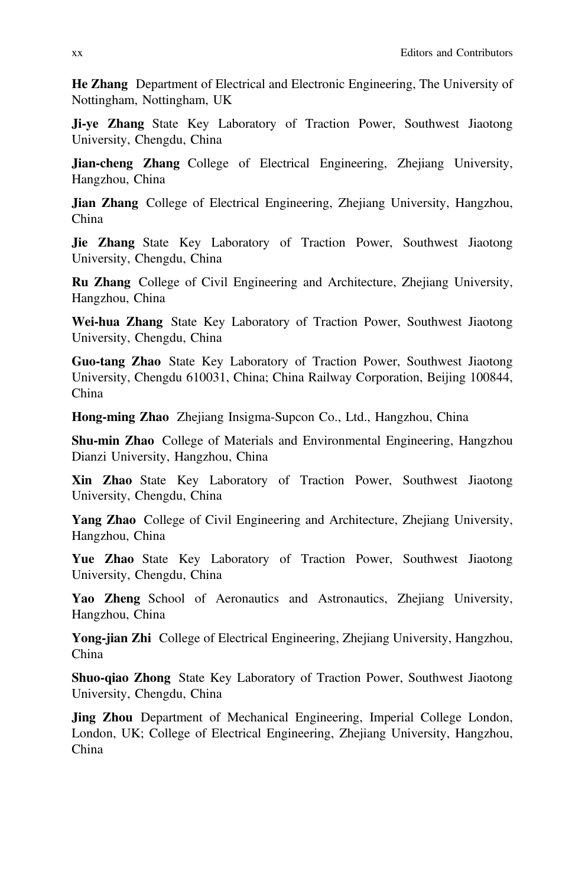**He Zhang** Department of Electrical and Electronic Engineering, The University of Nottingham, Nottingham, UK

**Ji-ye Zhang** State Key Laboratory of Traction Power, Southwest Jiaotong University, Chengdu, China

**Jian-cheng Zhang** College of Electrical Engineering, Zhejiang University, Hangzhou, China

**Jian Zhang** College of Electrical Engineering, Zhejiang University, Hangzhou, China

**Jie Zhang** State Key Laboratory of Traction Power, Southwest Jiaotong University, Chengdu, China

**Ru Zhang** College of Civil Engineering and Architecture, Zhejiang University, Hangzhou, China

**Wei-hua Zhang** State Key Laboratory of Traction Power, Southwest Jiaotong University, Chengdu, China

**Guo-tang Zhao** State Key Laboratory of Traction Power, Southwest Jiaotong University, Chengdu 610031, China; China Railway Corporation, Beijing 100844, China

**Hong-ming Zhao** Zhejiang Insigma-Supcon Co., Ltd., Hangzhou, China

**Shu-min Zhao** College of Materials and Environmental Engineering, Hangzhou Dianzi University, Hangzhou, China

**Xin Zhao** State Key Laboratory of Traction Power, Southwest Jiaotong University, Chengdu, China

**Yang Zhao** College of Civil Engineering and Architecture, Zhejiang University, Hangzhou, China

**Yue Zhao** State Key Laboratory of Traction Power, Southwest Jiaotong University, Chengdu, China

**Yao Zheng** School of Aeronautics and Astronautics, Zhejiang University, Hangzhou, China

**Yong-jian Zhi** College of Electrical Engineering, Zhejiang University, Hangzhou, China

**Shuo-qiao Zhong** State Key Laboratory of Traction Power, Southwest Jiaotong University, Chengdu, China

**Jing Zhou** Department of Mechanical Engineering, Imperial College London, London, UK; College of Electrical Engineering, Zhejiang University, Hangzhou, China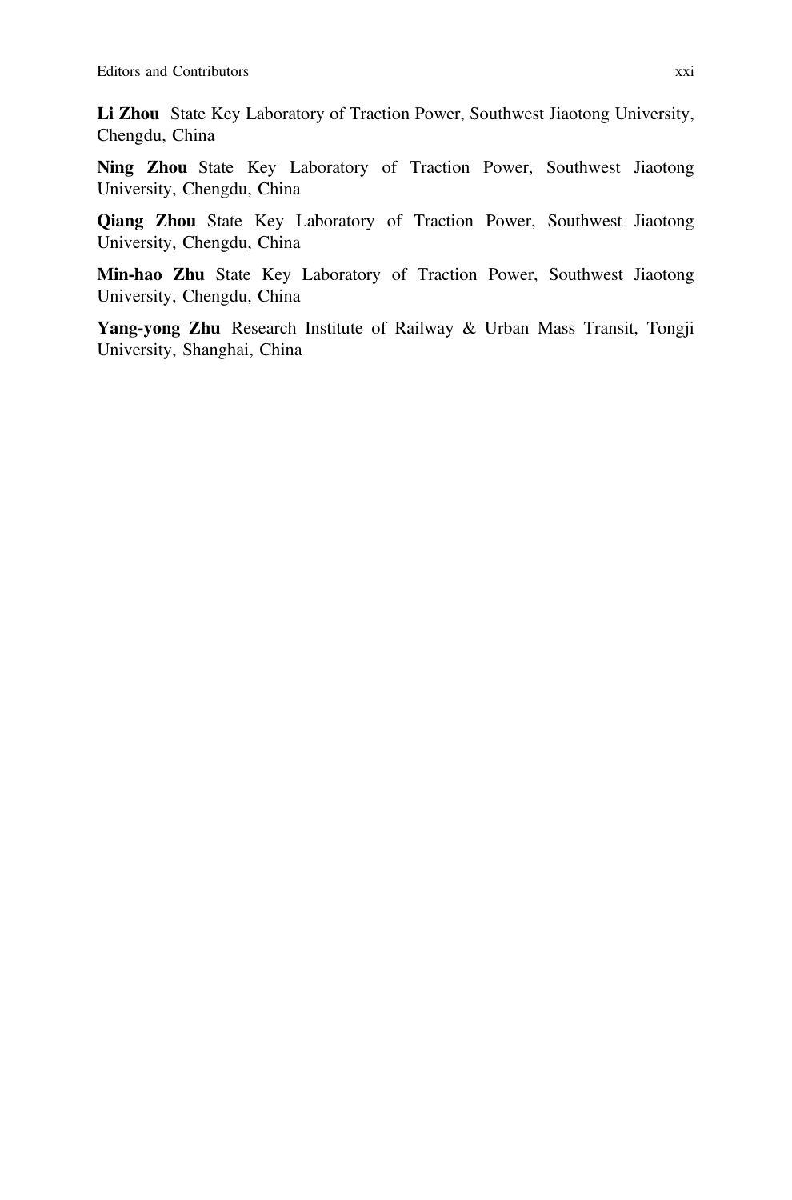**Li Zhou** State Key Laboratory of Traction Power, Southwest Jiaotong University, Chengdu, China

**Ning Zhou** State Key Laboratory of Traction Power, Southwest Jiaotong University, Chengdu, China

**Qiang Zhou** State Key Laboratory of Traction Power, Southwest Jiaotong University, Chengdu, China

**Min-hao Zhu** State Key Laboratory of Traction Power, Southwest Jiaotong University, Chengdu, China

**Yang-yong Zhu** Research Institute of Railway & Urban Mass Transit, Tongji University, Shanghai, China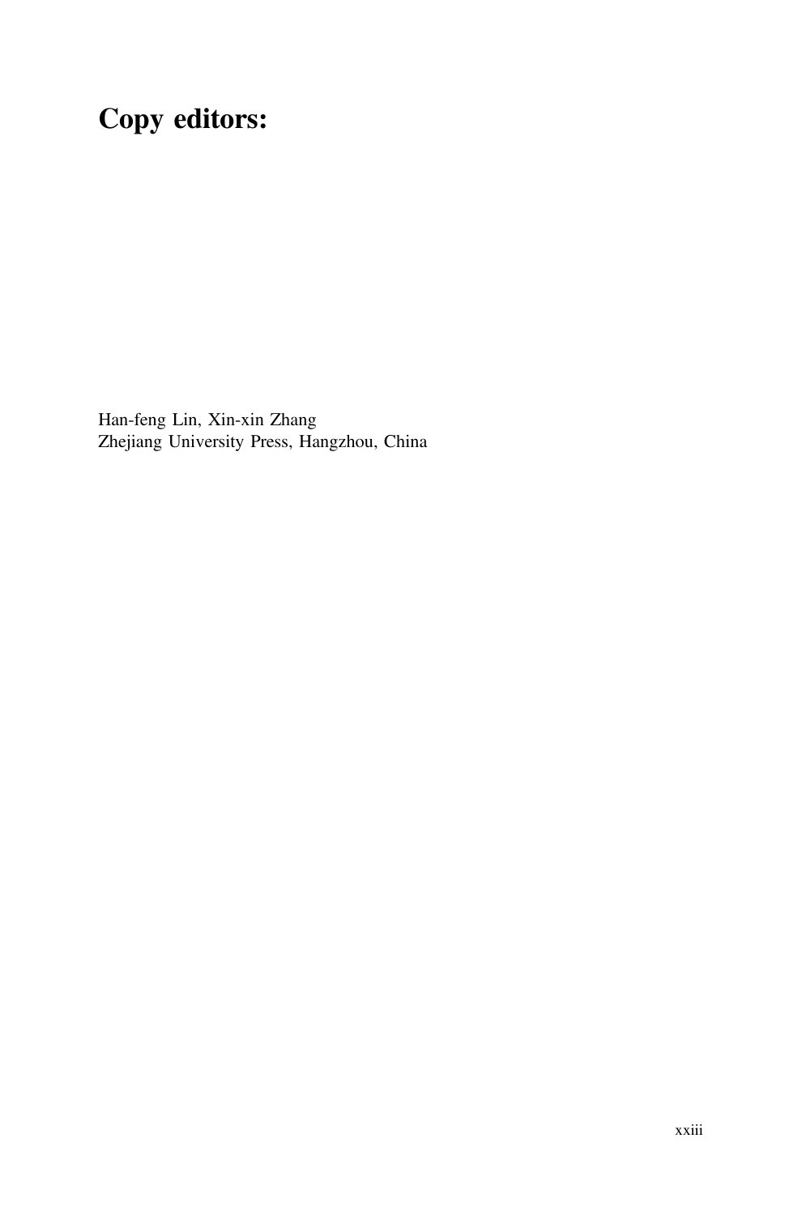# Copy editors:

Han-feng Lin, Xin-xin Zhang
Zhejiang University Press, Hangzhou, China